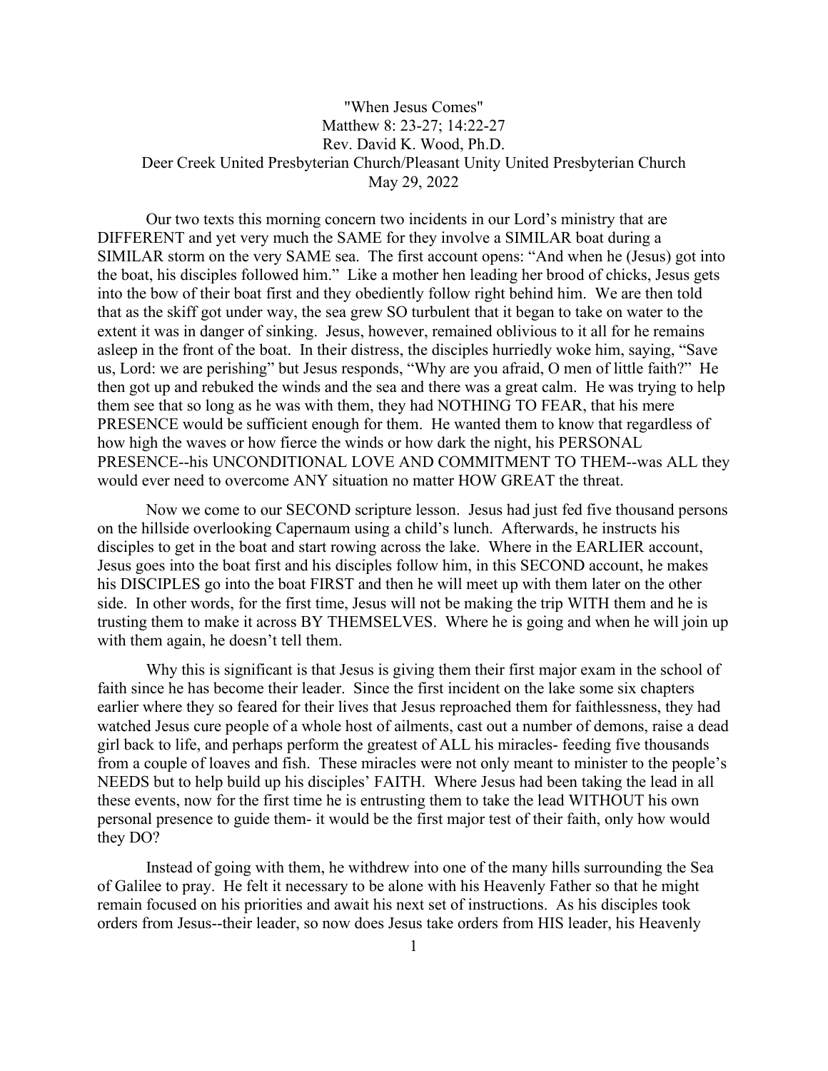"When Jesus Comes"
Matthew 8: 23-27; 14:22-27
Rev. David K. Wood, Ph.D.
Deer Creek United Presbyterian Church/Pleasant Unity United Presbyterian Church
May 29, 2022

Our two texts this morning concern two incidents in our Lord's ministry that are DIFFERENT and yet very much the SAME for they involve a SIMILAR boat during a SIMILAR storm on the very SAME sea. The first account opens: "And when he (Jesus) got into the boat, his disciples followed him." Like a mother hen leading her brood of chicks, Jesus gets into the bow of their boat first and they obediently follow right behind him. We are then told that as the skiff got under way, the sea grew SO turbulent that it began to take on water to the extent it was in danger of sinking. Jesus, however, remained oblivious to it all for he remains asleep in the front of the boat. In their distress, the disciples hurriedly woke him, saying, "Save us, Lord: we are perishing" but Jesus responds, "Why are you afraid, O men of little faith?" He then got up and rebuked the winds and the sea and there was a great calm. He was trying to help them see that so long as he was with them, they had NOTHING TO FEAR, that his mere PRESENCE would be sufficient enough for them. He wanted them to know that regardless of how high the waves or how fierce the winds or how dark the night, his PERSONAL PRESENCE--his UNCONDITIONAL LOVE AND COMMITMENT TO THEM--was ALL they would ever need to overcome ANY situation no matter HOW GREAT the threat.

Now we come to our SECOND scripture lesson. Jesus had just fed five thousand persons on the hillside overlooking Capernaum using a child's lunch. Afterwards, he instructs his disciples to get in the boat and start rowing across the lake. Where in the EARLIER account, Jesus goes into the boat first and his disciples follow him, in this SECOND account, he makes his DISCIPLES go into the boat FIRST and then he will meet up with them later on the other side. In other words, for the first time, Jesus will not be making the trip WITH them and he is trusting them to make it across BY THEMSELVES. Where he is going and when he will join up with them again, he doesn't tell them.

Why this is significant is that Jesus is giving them their first major exam in the school of faith since he has become their leader. Since the first incident on the lake some six chapters earlier where they so feared for their lives that Jesus reproached them for faithlessness, they had watched Jesus cure people of a whole host of ailments, cast out a number of demons, raise a dead girl back to life, and perhaps perform the greatest of ALL his miracles- feeding five thousands from a couple of loaves and fish. These miracles were not only meant to minister to the people's NEEDS but to help build up his disciples' FAITH. Where Jesus had been taking the lead in all these events, now for the first time he is entrusting them to take the lead WITHOUT his own personal presence to guide them- it would be the first major test of their faith, only how would they DO?

Instead of going with them, he withdrew into one of the many hills surrounding the Sea of Galilee to pray. He felt it necessary to be alone with his Heavenly Father so that he might remain focused on his priorities and await his next set of instructions. As his disciples took orders from Jesus--their leader, so now does Jesus take orders from HIS leader, his Heavenly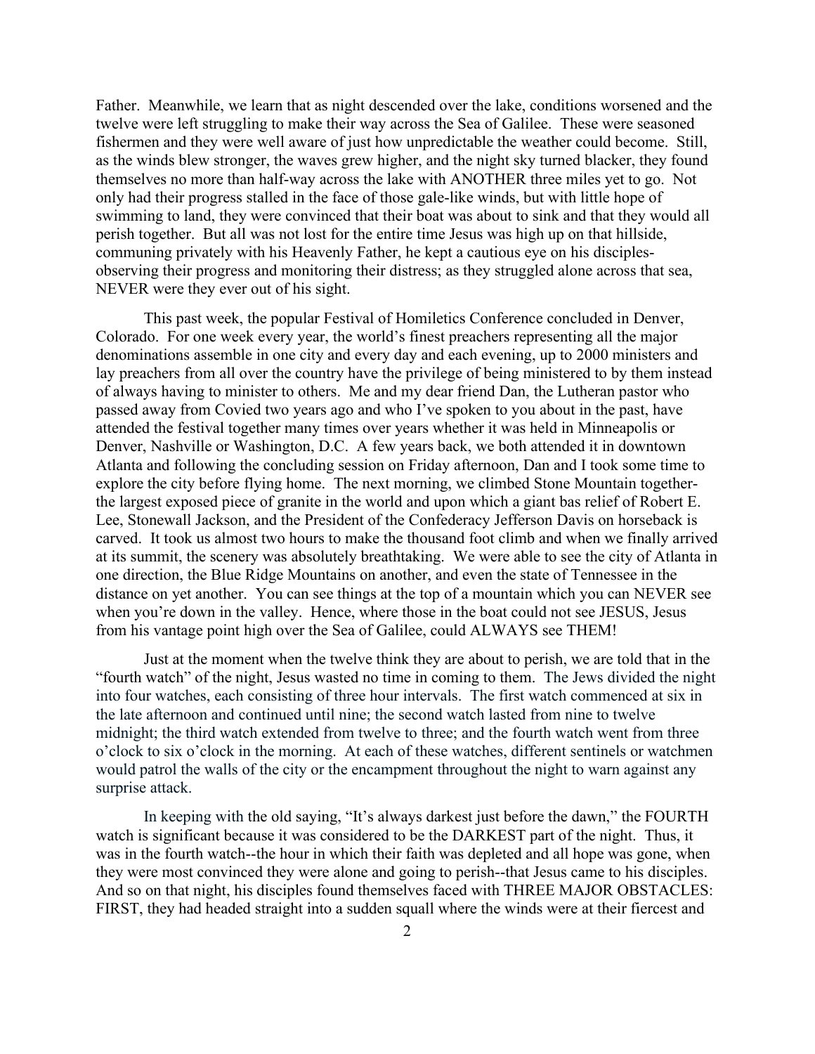Father. Meanwhile, we learn that as night descended over the lake, conditions worsened and the twelve were left struggling to make their way across the Sea of Galilee. These were seasoned fishermen and they were well aware of just how unpredictable the weather could become. Still, as the winds blew stronger, the waves grew higher, and the night sky turned blacker, they found themselves no more than half-way across the lake with ANOTHER three miles yet to go. Not only had their progress stalled in the face of those gale-like winds, but with little hope of swimming to land, they were convinced that their boat was about to sink and that they would all perish together. But all was not lost for the entire time Jesus was high up on that hillside, communing privately with his Heavenly Father, he kept a cautious eye on his disciples- observing their progress and monitoring their distress; as they struggled alone across that sea, NEVER were they ever out of his sight.

This past week, the popular Festival of Homiletics Conference concluded in Denver, Colorado. For one week every year, the world's finest preachers representing all the major denominations assemble in one city and every day and each evening, up to 2000 ministers and lay preachers from all over the country have the privilege of being ministered to by them instead of always having to minister to others. Me and my dear friend Dan, the Lutheran pastor who passed away from Covied two years ago and who I've spoken to you about in the past, have attended the festival together many times over years whether it was held in Minneapolis or Denver, Nashville or Washington, D.C. A few years back, we both attended it in downtown Atlanta and following the concluding session on Friday afternoon, Dan and I took some time to explore the city before flying home. The next morning, we climbed Stone Mountain together- the largest exposed piece of granite in the world and upon which a giant bas relief of Robert E. Lee, Stonewall Jackson, and the President of the Confederacy Jefferson Davis on horseback is carved. It took us almost two hours to make the thousand foot climb and when we finally arrived at its summit, the scenery was absolutely breathtaking. We were able to see the city of Atlanta in one direction, the Blue Ridge Mountains on another, and even the state of Tennessee in the distance on yet another. You can see things at the top of a mountain which you can NEVER see when you're down in the valley. Hence, where those in the boat could not see JESUS, Jesus from his vantage point high over the Sea of Galilee, could ALWAYS see THEM!

Just at the moment when the twelve think they are about to perish, we are told that in the "fourth watch" of the night, Jesus wasted no time in coming to them. The Jews divided the night into four watches, each consisting of three hour intervals. The first watch commenced at six in the late afternoon and continued until nine; the second watch lasted from nine to twelve midnight; the third watch extended from twelve to three; and the fourth watch went from three o'clock to six o'clock in the morning. At each of these watches, different sentinels or watchmen would patrol the walls of the city or the encampment throughout the night to warn against any surprise attack.

In keeping with the old saying, "It's always darkest just before the dawn," the FOURTH watch is significant because it was considered to be the DARKEST part of the night. Thus, it was in the fourth watch--the hour in which their faith was depleted and all hope was gone, when they were most convinced they were alone and going to perish--that Jesus came to his disciples. And so on that night, his disciples found themselves faced with THREE MAJOR OBSTACLES: FIRST, they had headed straight into a sudden squall where the winds were at their fiercest and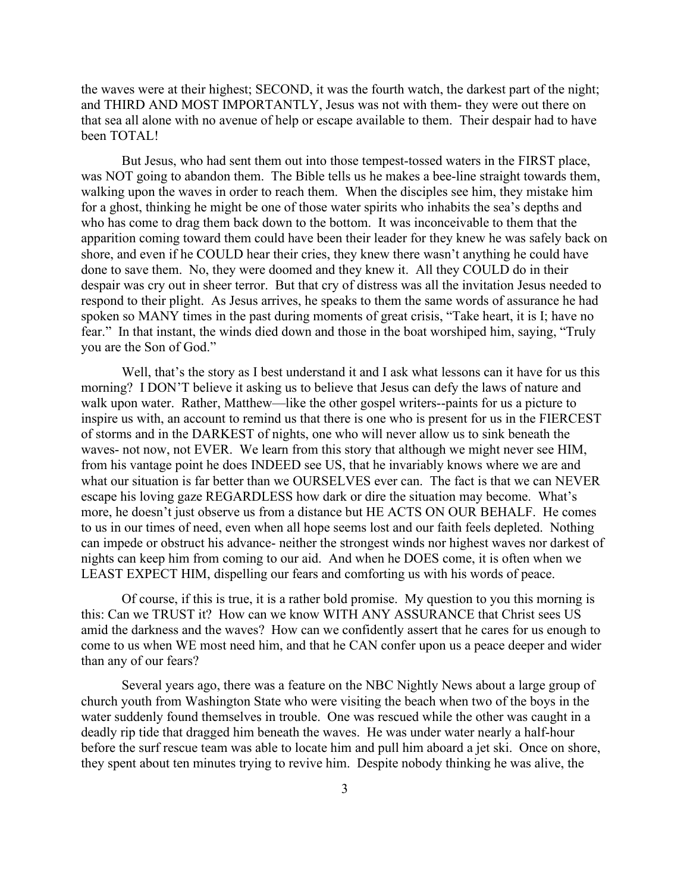the waves were at their highest; SECOND, it was the fourth watch, the darkest part of the night; and THIRD AND MOST IMPORTANTLY, Jesus was not with them- they were out there on that sea all alone with no avenue of help or escape available to them. Their despair had to have been TOTAL!

But Jesus, who had sent them out into those tempest-tossed waters in the FIRST place, was NOT going to abandon them. The Bible tells us he makes a bee-line straight towards them, walking upon the waves in order to reach them. When the disciples see him, they mistake him for a ghost, thinking he might be one of those water spirits who inhabits the sea's depths and who has come to drag them back down to the bottom. It was inconceivable to them that the apparition coming toward them could have been their leader for they knew he was safely back on shore, and even if he COULD hear their cries, they knew there wasn't anything he could have done to save them. No, they were doomed and they knew it. All they COULD do in their despair was cry out in sheer terror. But that cry of distress was all the invitation Jesus needed to respond to their plight. As Jesus arrives, he speaks to them the same words of assurance he had spoken so MANY times in the past during moments of great crisis, "Take heart, it is I; have no fear." In that instant, the winds died down and those in the boat worshiped him, saying, "Truly you are the Son of God."

Well, that's the story as I best understand it and I ask what lessons can it have for us this morning? I DON'T believe it asking us to believe that Jesus can defy the laws of nature and walk upon water. Rather, Matthew—like the other gospel writers--paints for us a picture to inspire us with, an account to remind us that there is one who is present for us in the FIERCEST of storms and in the DARKEST of nights, one who will never allow us to sink beneath the waves- not now, not EVER. We learn from this story that although we might never see HIM, from his vantage point he does INDEED see US, that he invariably knows where we are and what our situation is far better than we OURSELVES ever can. The fact is that we can NEVER escape his loving gaze REGARDLESS how dark or dire the situation may become. What's more, he doesn't just observe us from a distance but HE ACTS ON OUR BEHALF. He comes to us in our times of need, even when all hope seems lost and our faith feels depleted. Nothing can impede or obstruct his advance- neither the strongest winds nor highest waves nor darkest of nights can keep him from coming to our aid. And when he DOES come, it is often when we LEAST EXPECT HIM, dispelling our fears and comforting us with his words of peace.

Of course, if this is true, it is a rather bold promise. My question to you this morning is this: Can we TRUST it? How can we know WITH ANY ASSURANCE that Christ sees US amid the darkness and the waves? How can we confidently assert that he cares for us enough to come to us when WE most need him, and that he CAN confer upon us a peace deeper and wider than any of our fears?

Several years ago, there was a feature on the NBC Nightly News about a large group of church youth from Washington State who were visiting the beach when two of the boys in the water suddenly found themselves in trouble. One was rescued while the other was caught in a deadly rip tide that dragged him beneath the waves. He was under water nearly a half-hour before the surf rescue team was able to locate him and pull him aboard a jet ski. Once on shore, they spent about ten minutes trying to revive him. Despite nobody thinking he was alive, the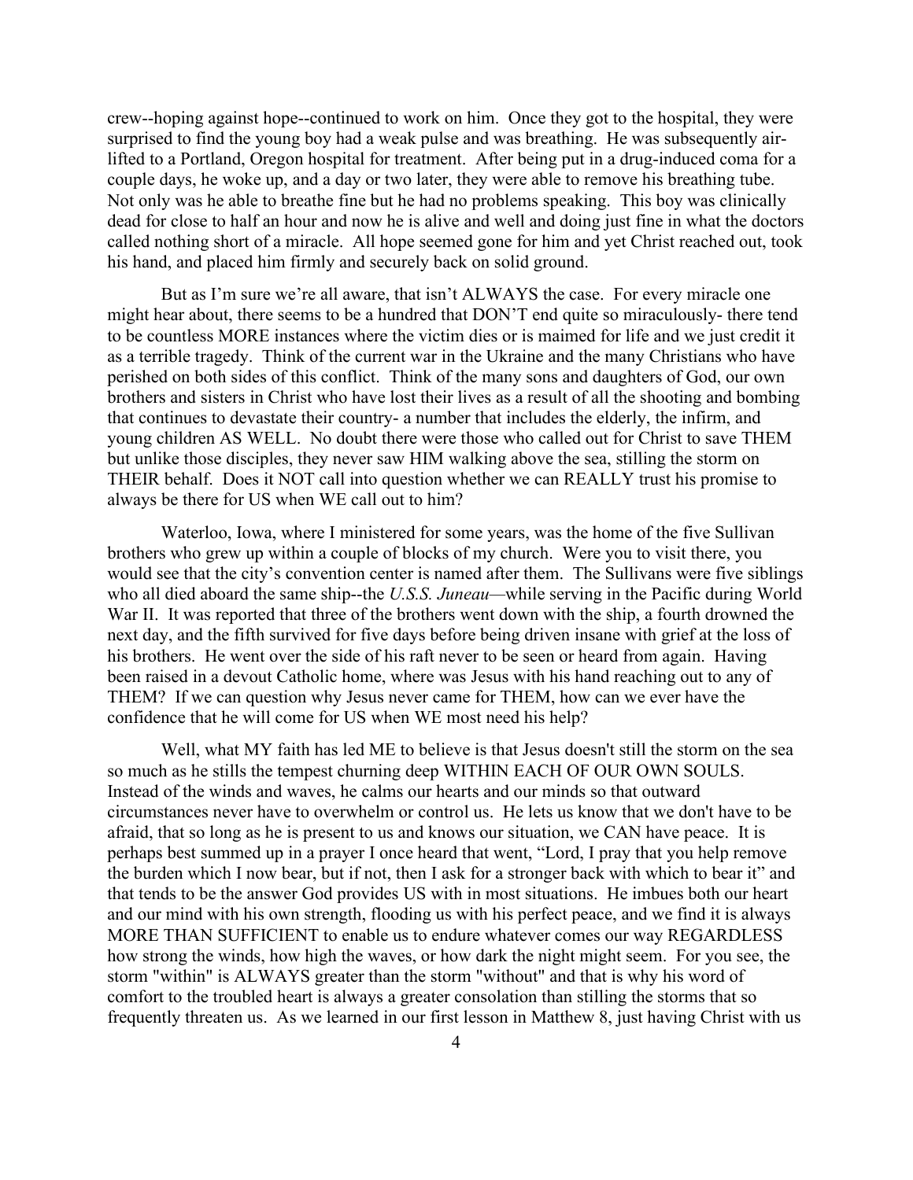crew--hoping against hope--continued to work on him. Once they got to the hospital, they were surprised to find the young boy had a weak pulse and was breathing. He was subsequently air-lifted to a Portland, Oregon hospital for treatment. After being put in a drug-induced coma for a couple days, he woke up, and a day or two later, they were able to remove his breathing tube. Not only was he able to breathe fine but he had no problems speaking. This boy was clinically dead for close to half an hour and now he is alive and well and doing just fine in what the doctors called nothing short of a miracle. All hope seemed gone for him and yet Christ reached out, took his hand, and placed him firmly and securely back on solid ground.

But as I'm sure we're all aware, that isn't ALWAYS the case. For every miracle one might hear about, there seems to be a hundred that DON'T end quite so miraculously- there tend to be countless MORE instances where the victim dies or is maimed for life and we just credit it as a terrible tragedy. Think of the current war in the Ukraine and the many Christians who have perished on both sides of this conflict. Think of the many sons and daughters of God, our own brothers and sisters in Christ who have lost their lives as a result of all the shooting and bombing that continues to devastate their country- a number that includes the elderly, the infirm, and young children AS WELL. No doubt there were those who called out for Christ to save THEM but unlike those disciples, they never saw HIM walking above the sea, stilling the storm on THEIR behalf. Does it NOT call into question whether we can REALLY trust his promise to always be there for US when WE call out to him?

Waterloo, Iowa, where I ministered for some years, was the home of the five Sullivan brothers who grew up within a couple of blocks of my church. Were you to visit there, you would see that the city's convention center is named after them. The Sullivans were five siblings who all died aboard the same ship--the *U.S.S. Juneau*—while serving in the Pacific during World War II. It was reported that three of the brothers went down with the ship, a fourth drowned the next day, and the fifth survived for five days before being driven insane with grief at the loss of his brothers. He went over the side of his raft never to be seen or heard from again. Having been raised in a devout Catholic home, where was Jesus with his hand reaching out to any of THEM? If we can question why Jesus never came for THEM, how can we ever have the confidence that he will come for US when WE most need his help?

Well, what MY faith has led ME to believe is that Jesus doesn't still the storm on the sea so much as he stills the tempest churning deep WITHIN EACH OF OUR OWN SOULS. Instead of the winds and waves, he calms our hearts and our minds so that outward circumstances never have to overwhelm or control us. He lets us know that we don't have to be afraid, that so long as he is present to us and knows our situation, we CAN have peace. It is perhaps best summed up in a prayer I once heard that went, "Lord, I pray that you help remove the burden which I now bear, but if not, then I ask for a stronger back with which to bear it" and that tends to be the answer God provides US with in most situations. He imbues both our heart and our mind with his own strength, flooding us with his perfect peace, and we find it is always MORE THAN SUFFICIENT to enable us to endure whatever comes our way REGARDLESS how strong the winds, how high the waves, or how dark the night might seem. For you see, the storm "within" is ALWAYS greater than the storm "without" and that is why his word of comfort to the troubled heart is always a greater consolation than stilling the storms that so frequently threaten us. As we learned in our first lesson in Matthew 8, just having Christ with us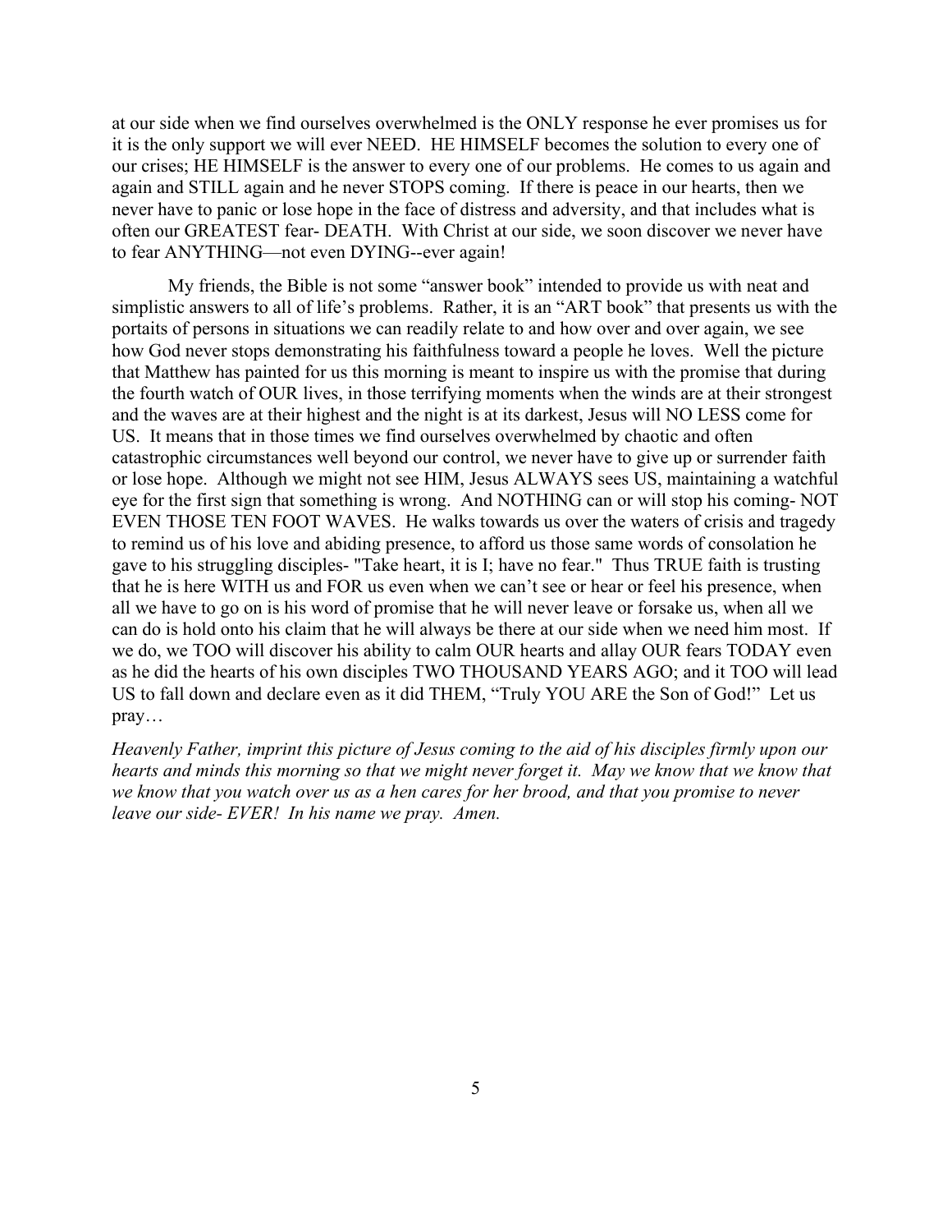at our side when we find ourselves overwhelmed is the ONLY response he ever promises us for it is the only support we will ever NEED. HE HIMSELF becomes the solution to every one of our crises; HE HIMSELF is the answer to every one of our problems. He comes to us again and again and STILL again and he never STOPS coming. If there is peace in our hearts, then we never have to panic or lose hope in the face of distress and adversity, and that includes what is often our GREATEST fear- DEATH. With Christ at our side, we soon discover we never have to fear ANYTHING—not even DYING--ever again!

My friends, the Bible is not some "answer book" intended to provide us with neat and simplistic answers to all of life's problems. Rather, it is an "ART book" that presents us with the portaits of persons in situations we can readily relate to and how over and over again, we see how God never stops demonstrating his faithfulness toward a people he loves. Well the picture that Matthew has painted for us this morning is meant to inspire us with the promise that during the fourth watch of OUR lives, in those terrifying moments when the winds are at their strongest and the waves are at their highest and the night is at its darkest, Jesus will NO LESS come for US. It means that in those times we find ourselves overwhelmed by chaotic and often catastrophic circumstances well beyond our control, we never have to give up or surrender faith or lose hope. Although we might not see HIM, Jesus ALWAYS sees US, maintaining a watchful eye for the first sign that something is wrong. And NOTHING can or will stop his coming- NOT EVEN THOSE TEN FOOT WAVES. He walks towards us over the waters of crisis and tragedy to remind us of his love and abiding presence, to afford us those same words of consolation he gave to his struggling disciples- "Take heart, it is I; have no fear." Thus TRUE faith is trusting that he is here WITH us and FOR us even when we can't see or hear or feel his presence, when all we have to go on is his word of promise that he will never leave or forsake us, when all we can do is hold onto his claim that he will always be there at our side when we need him most. If we do, we TOO will discover his ability to calm OUR hearts and allay OUR fears TODAY even as he did the hearts of his own disciples TWO THOUSAND YEARS AGO; and it TOO will lead US to fall down and declare even as it did THEM, "Truly YOU ARE the Son of God!" Let us pray…

*Heavenly Father, imprint this picture of Jesus coming to the aid of his disciples firmly upon our hearts and minds this morning so that we might never forget it. May we know that we know that we know that you watch over us as a hen cares for her brood, and that you promise to never leave our side- EVER! In his name we pray. Amen.*